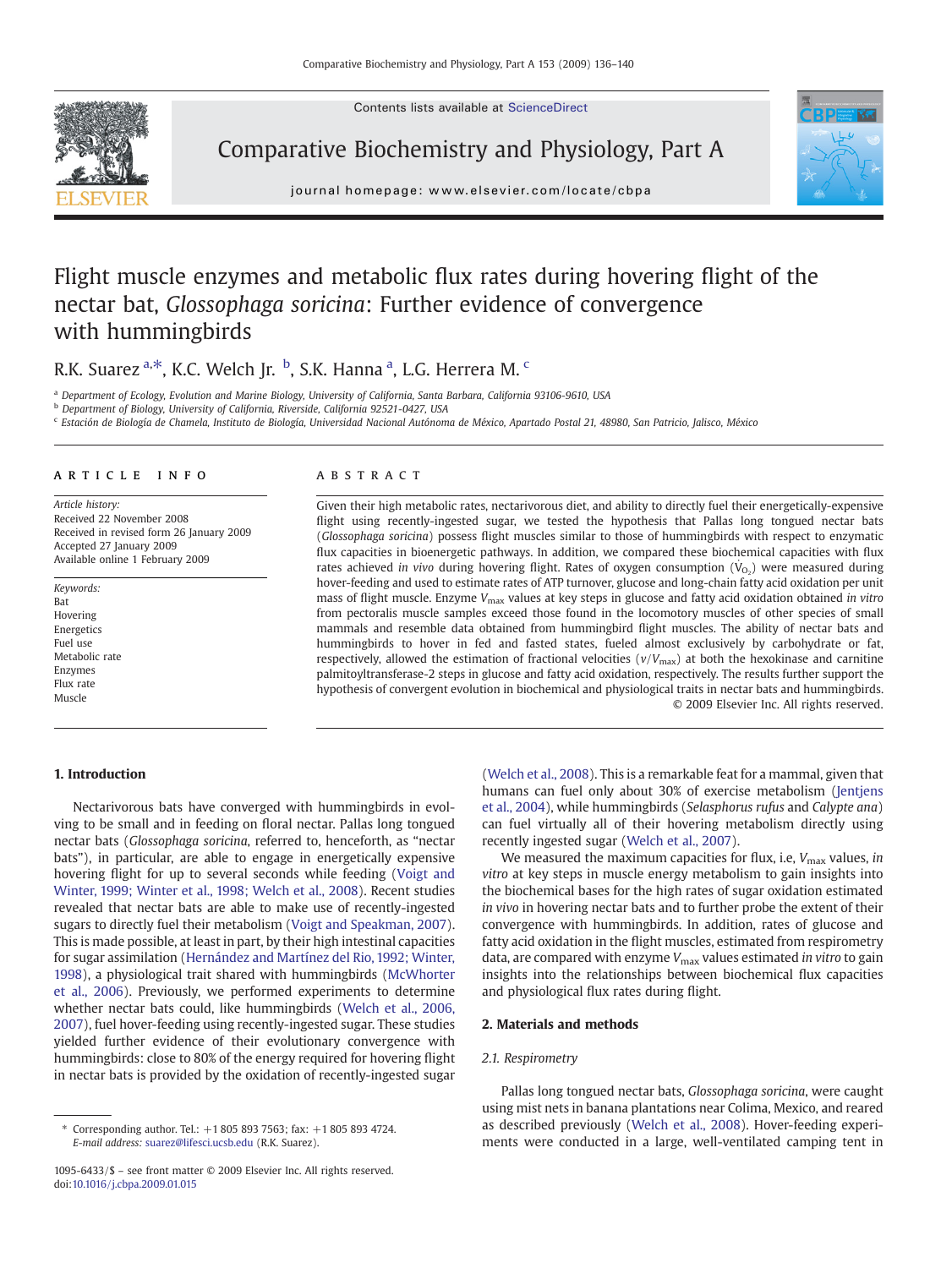Contents lists available at ScienceDirect

Comparative Biochemistry and Physiology, Part A

journal homepage: www.elsevier.com/locate/cbpa

# Flight muscle enzymes and metabolic flux rates during hovering flight of the nectar bat, *Glossophaga soricina*: Further evidence of convergence with hummingbirds

R.K. Suarez [a,*], K.C. Welch Jr. [b], S.K. Hanna [a], L.G. Herrera M. [c]

[a] Department of Ecology, Evolution and Marine Biology, University of California, Santa Barbara, California 93106-9610, USA
[b] Department of Biology, University of California, Riverside, California 92521-0427, USA
[c] Estación de Biología de Chamela, Instituto de Biología, Universidad Nacional Autónoma de México, Apartado Postal 21, 48980, San Patricio, Jalisco, México

## ARTICLE INFO

*Article history:*
Received 22 November 2008
Received in revised form 26 January 2009
Accepted 27 January 2009
Available online 1 February 2009

*Keywords:*
Bat
Hovering
Energetics
Fuel use
Metabolic rate
Enzymes
Flux rate
Muscle

## ABSTRACT

Given their high metabolic rates, nectarivorous diet, and ability to directly fuel their energetically-expensive flight using recently-ingested sugar, we tested the hypothesis that Pallas long tongued nectar bats (*Glossophaga soricina*) possess flight muscles similar to those of hummingbirds with respect to enzymatic flux capacities in bioenergetic pathways. In addition, we compared these biochemical capacities with flux rates achieved *in vivo* during hovering flight. Rates of oxygen consumption ($\dot{V}_{O_2}$) were measured during hover-feeding and used to estimate rates of ATP turnover, glucose and long-chain fatty acid oxidation per unit mass of flight muscle. Enzyme $V_{max}$ values at key steps in glucose and fatty acid oxidation obtained *in vitro* from pectoralis muscle samples exceed those found in the locomotory muscles of other species of small mammals and resemble data obtained from hummingbird flight muscles. The ability of nectar bats and hummingbirds to hover in fed and fasted states, fueled almost exclusively by carbohydrate or fat, respectively, allowed the estimation of fractional velocities ($v/V_{max}$) at both the hexokinase and carnitine palmitoyltransferase-2 steps in glucose and fatty acid oxidation, respectively. The results further support the hypothesis of convergent evolution in biochemical and physiological traits in nectar bats and hummingbirds.

© 2009 Elsevier Inc. All rights reserved.

## 1. Introduction

Nectarivorous bats have converged with hummingbirds in evolving to be small and in feeding on floral nectar. Pallas long tongued nectar bats (*Glossophaga soricina*, referred to, henceforth, as "nectar bats"), in particular, are able to engage in energetically expensive hovering flight for up to several seconds while feeding (Voigt and Winter, 1999; Winter et al., 1998; Welch et al., 2008). Recent studies revealed that nectar bats are able to make use of recently-ingested sugars to directly fuel their metabolism (Voigt and Speakman, 2007). This is made possible, at least in part, by their high intestinal capacities for sugar assimilation (Hernández and Martínez del Rio, 1992; Winter, 1998), a physiological trait shared with hummingbirds (McWhorter et al., 2006). Previously, we performed experiments to determine whether nectar bats could, like hummingbirds (Welch et al., 2006, 2007), fuel hover-feeding using recently-ingested sugar. These studies yielded further evidence of their evolutionary convergence with hummingbirds: close to 80% of the energy required for hovering flight in nectar bats is provided by the oxidation of recently-ingested sugar (Welch et al., 2008). This is a remarkable feat for a mammal, given that humans can fuel only about 30% of exercise metabolism (Jentjens et al., 2004), while hummingbirds (*Selasphorus rufus* and *Calypte ana*) can fuel virtually all of their hovering metabolism directly using recently ingested sugar (Welch et al., 2007).

We measured the maximum capacities for flux, i.e, $V_{max}$ values, *in vitro* at key steps in muscle energy metabolism to gain insights into the biochemical bases for the high rates of sugar oxidation estimated *in vivo* in hovering nectar bats and to further probe the extent of their convergence with hummingbirds. In addition, rates of glucose and fatty acid oxidation in the flight muscles, estimated from respirometry data, are compared with enzyme $V_{max}$ values estimated *in vitro* to gain insights into the relationships between biochemical flux capacities and physiological flux rates during flight.

## 2. Materials and methods

### 2.1. Respirometry

Pallas long tongued nectar bats, *Glossophaga soricina*, were caught using mist nets in banana plantations near Colima, Mexico, and reared as described previously (Welch et al., 2008). Hover-feeding experiments were conducted in a large, well-ventilated camping tent in

* Corresponding author. Tel.: +1 805 893 7563; fax: +1 805 893 4724.
*E-mail address:* suarez@lifesci.ucsb.edu (R.K. Suarez).

1095-6433/$ – see front matter © 2009 Elsevier Inc. All rights reserved.
doi:10.1016/j.cbpa.2009.01.015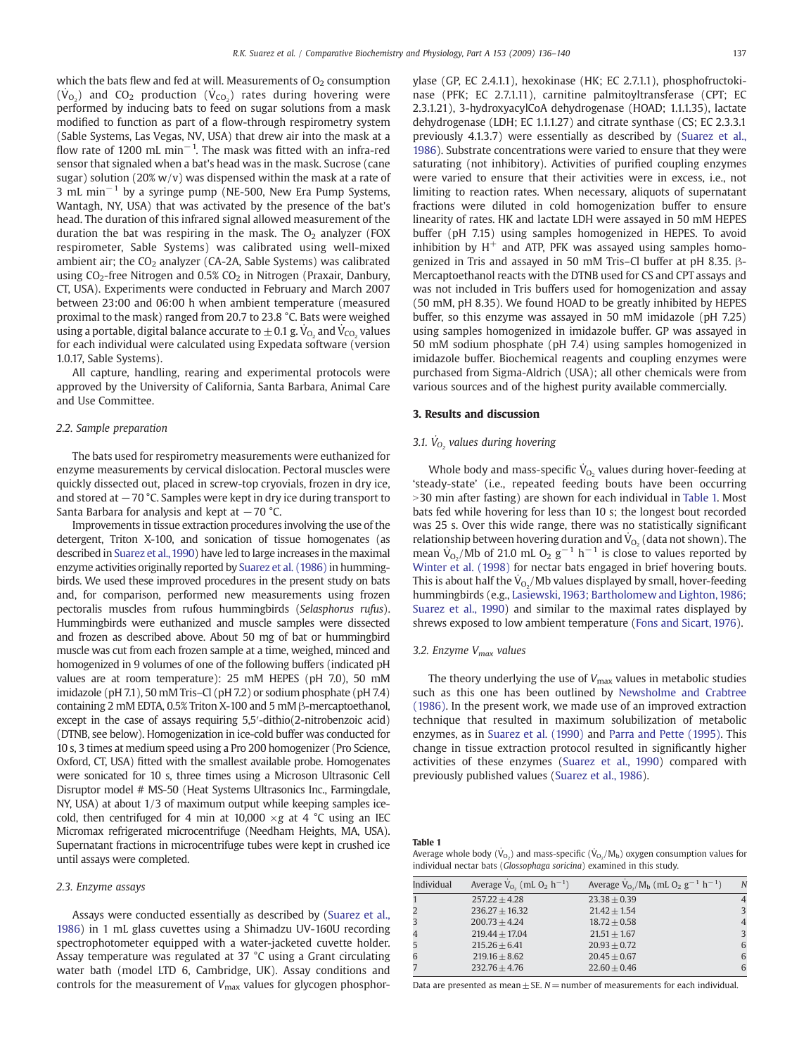which the bats flew and fed at will. Measurements of $O_2$ consumption ($\dot{V}_{O_2}$) and $CO_2$ production ($\dot{V}_{CO_2}$) rates during hovering were performed by inducing bats to feed on sugar solutions from a mask modified to function as part of a flow-through respirometry system (Sable Systems, Las Vegas, NV, USA) that drew air into the mask at a flow rate of 1200 mL $min^{-1}$. The mask was fitted with an infra-red sensor that signaled when a bat's head was in the mask. Sucrose (cane sugar) solution (20% w/v) was dispensed within the mask at a rate of 3 mL $min^{-1}$ by a syringe pump (NE-500, New Era Pump Systems, Wantagh, NY, USA) that was activated by the presence of the bat's head. The duration of this infrared signal allowed measurement of the duration the bat was respiring in the mask. The $O_2$ analyzer (FOX respirometer, Sable Systems) was calibrated using well-mixed ambient air; the $CO_2$ analyzer (CA-2A, Sable Systems) was calibrated using $CO_2$-free Nitrogen and 0.5% $CO_2$ in Nitrogen (Praxair, Danbury, CT, USA). Experiments were conducted in February and March 2007 between 23:00 and 06:00 h when ambient temperature (measured proximal to the mask) ranged from 20.7 to 23.8 °C. Bats were weighed using a portable, digital balance accurate to ±0.1 g. $\dot{V}_{O_2}$ and $\dot{V}_{CO_2}$ values for each individual were calculated using Expedata software (version 1.0.17, Sable Systems).

All capture, handling, rearing and experimental protocols were approved by the University of California, Santa Barbara, Animal Care and Use Committee.

### 2.2. Sample preparation

The bats used for respirometry measurements were euthanized for enzyme measurements by cervical dislocation. Pectoral muscles were quickly dissected out, placed in screw-top cryovials, frozen in dry ice, and stored at −70 °C. Samples were kept in dry ice during transport to Santa Barbara for analysis and kept at −70 °C.

Improvements in tissue extraction procedures involving the use of the detergent, Triton X-100, and sonication of tissue homogenates (as described in Suarez et al., 1990) have led to large increases in the maximal enzyme activities originally reported by Suarez et al. (1986) in hummingbirds. We used these improved procedures in the present study on bats and, for comparison, performed new measurements using frozen pectoralis muscles from rufous hummingbirds (*Selasphorus rufus*). Hummingbirds were euthanized and muscle samples were dissected and frozen as described above. About 50 mg of bat or hummingbird muscle was cut from each frozen sample at a time, weighed, minced and homogenized in 9 volumes of one of the following buffers (indicated pH values are at room temperature): 25 mM HEPES (pH 7.0), 50 mM imidazole (pH 7.1), 50 mM Tris–Cl (pH 7.2) or sodium phosphate (pH 7.4) containing 2 mM EDTA, 0.5% Triton X-100 and 5 mM β-mercaptoethanol, except in the case of assays requiring 5,5′-dithio(2-nitrobenzoic acid) (DTNB, see below). Homogenization in ice-cold buffer was conducted for 10 s, 3 times at medium speed using a Pro 200 homogenizer (Pro Science, Oxford, CT, USA) fitted with the smallest available probe. Homogenates were sonicated for 10 s, three times using a Microson Ultrasonic Cell Disruptor model # MS-50 (Heat Systems Ultrasonics Inc., Farmingdale, NY, USA) at about 1/3 of maximum output while keeping samples ice-cold, then centrifuged for 4 min at 10,000 ×*g* at 4 °C using an IEC Micromax refrigerated microcentrifuge (Needham Heights, MA, USA). Supernatant fractions in microcentrifuge tubes were kept in crushed ice until assays were completed.

### 2.3. Enzyme assays

Assays were conducted essentially as described by (Suarez et al., 1986) in 1 mL glass cuvettes using a Shimadzu UV-160U recording spectrophotometer equipped with a water-jacketed cuvette holder. Assay temperature was regulated at 37 °C using a Grant circulating water bath (model LTD 6, Cambridge, UK). Assay conditions and controls for the measurement of $V_{max}$ values for glycogen phosphorylase (GP, EC 2.4.1.1), hexokinase (HK; EC 2.7.1.1), phosphofructokinase (PFK; EC 2.7.1.11), carnitine palmitoyltransferase (CPT; EC 2.3.1.21), 3-hydroxyacylCoA dehydrogenase (HOAD; 1.1.1.35), lactate dehydrogenase (LDH; EC 1.1.1.27) and citrate synthase (CS; EC 2.3.3.1 previously 4.1.3.7) were essentially as described by (Suarez et al., 1986). Substrate concentrations were varied to ensure that they were saturating (not inhibitory). Activities of purified coupling enzymes were varied to ensure that their activities were in excess, i.e., not limiting to reaction rates. When necessary, aliquots of supernatant fractions were diluted in cold homogenization buffer to ensure linearity of rates. HK and lactate LDH were assayed in 50 mM HEPES buffer (pH 7.15) using samples homogenized in HEPES. To avoid inhibition by $H^+$ and ATP, PFK was assayed using samples homogenized in Tris and assayed in 50 mM Tris–Cl buffer at pH 8.35. β-Mercaptoethanol reacts with the DTNB used for CS and CPT assays and was not included in Tris buffers used for homogenization and assay (50 mM, pH 8.35). We found HOAD to be greatly inhibited by HEPES buffer, so this enzyme was assayed in 50 mM imidazole (pH 7.25) using samples homogenized in imidazole buffer. GP was assayed in 50 mM sodium phosphate (pH 7.4) using samples homogenized in imidazole buffer. Biochemical reagents and coupling enzymes were purchased from Sigma-Aldrich (USA); all other chemicals were from various sources and of the highest purity available commercially.

## 3. Results and discussion

### 3.1. $\dot{V}_{O_2}$ values during hovering

Whole body and mass-specific $\dot{V}_{O_2}$ values during hover-feeding at 'steady-state' (i.e., repeated feeding bouts have been occurring >30 min after fasting) are shown for each individual in Table 1. Most bats fed while hovering for less than 10 s; the longest bout recorded was 25 s. Over this wide range, there was no statistically significant relationship between hovering duration and $\dot{V}_{O_2}$ (data not shown). The mean $\dot{V}_{O_2}$/Mb of 21.0 mL $O_2$ $g^{-1}$ $h^{-1}$ is close to values reported by Winter et al. (1998) for nectar bats engaged in brief hovering bouts. This is about half the $\dot{V}_{O_2}$/Mb values displayed by small, hover-feeding hummingbirds (e.g., Lasiewski, 1963; Bartholomew and Lighton, 1986; Suarez et al., 1990) and similar to the maximal rates displayed by shrews exposed to low ambient temperature (Fons and Sicart, 1976).

### 3.2. Enzyme $V_{max}$ values

The theory underlying the use of $V_{max}$ values in metabolic studies such as this one has been outlined by Newsholme and Crabtree (1986). In the present work, we made use of an improved extraction technique that resulted in maximum solubilization of metabolic enzymes, as in Suarez et al. (1990) and Parra and Pette (1995). This change in tissue extraction protocol resulted in significantly higher activities of these enzymes (Suarez et al., 1990) compared with previously published values (Suarez et al., 1986).

**Table 1**
Average whole body ($\dot{V}_{O_2}$) and mass-specific ($\dot{V}_{O_2}/M_b$) oxygen consumption values for individual nectar bats (*Glossophaga soricina*) examined in this study.

| Individual | Average $\dot{V}_{O_2}$ (mL $O_2$ $h^{-1}$) | Average $\dot{V}_{O_2}/M_b$ (mL $O_2$ $g^{-1}$ $h^{-1}$) | N |
|---|---|---|---|
| 1 | 257.22 ± 4.28 | 23.38 ± 0.39 | 4 |
| 2 | 236.27 ± 16.32 | 21.42 ± 1.54 | 3 |
| 3 | 200.73 ± 4.24 | 18.72 ± 0.58 | 4 |
| 4 | 219.44 ± 17.04 | 21.51 ± 1.67 | 3 |
| 5 | 215.26 ± 6.41 | 20.93 ± 0.72 | 6 |
| 6 | 219.16 ± 8.62 | 20.45 ± 0.67 | 6 |
| 7 | 232.76 ± 4.76 | 22.60 ± 0.46 | 6 |

Data are presented as mean ± SE. N = number of measurements for each individual.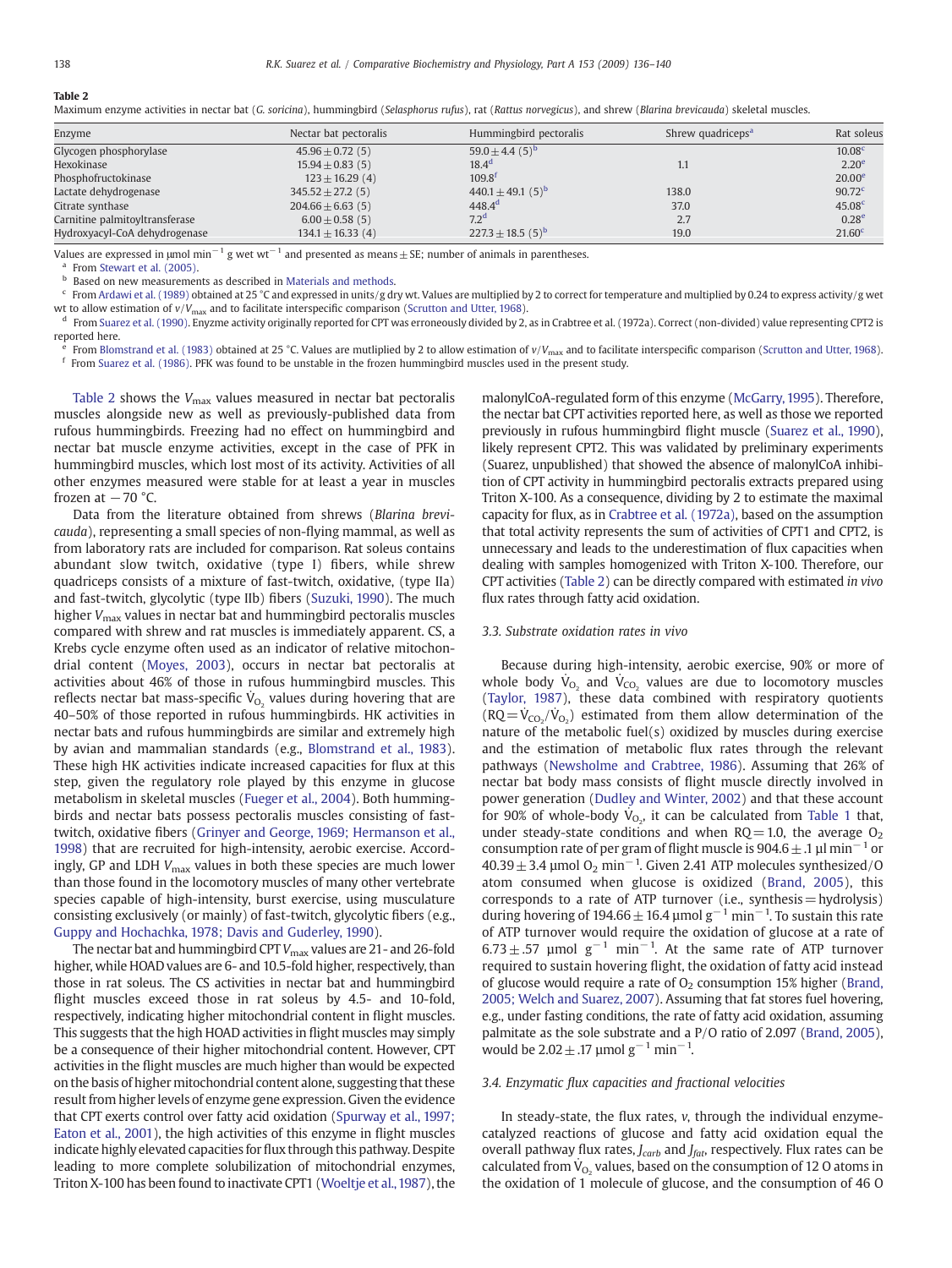**Table 2**
Maximum enzyme activities in nectar bat (*G. soricina*), hummingbird (*Selasphorus rufus*), rat (*Rattus norvegicus*), and shrew (*Blarina brevicauda*) skeletal muscles.

| Enzyme | Nectar bat pectoralis | Hummingbird pectoralis | Shrew quadriceps[a] | Rat soleus |
|---|---|---|---|---|
| Glycogen phosphorylase | 45.96 ± 0.72 (5) | 59.0 ± 4.4 (5)[b] | | 10.08[c] |
| Hexokinase | 15.94 ± 0.83 (5) | 18.4[d] | 1.1 | 2.20[e] |
| Phosphofructokinase | 123 ± 16.29 (4) | 109.8[f] | | 20.00[e] |
| Lactate dehydrogenase | 345.52 ± 27.2 (5) | 440.1 ± 49.1 (5)[b] | 138.0 | 90.72[c] |
| Citrate synthase | 204.66 ± 6.63 (5) | 448.4[d] | 37.0 | 45.08[c] |
| Carnitine palmitoyltransferase | 6.00 ± 0.58 (5) | 7.2[d] | 2.7 | 0.28[e] |
| Hydroxyacyl-CoA dehydrogenase | 134.1 ± 16.33 (4) | 227.3 ± 18.5 (5)[b] | 19.0 | 21.60[c] |

Values are expressed in μmol $min^{-1}$ g wet $wt^{-1}$ and presented as means ± SE; number of animals in parentheses.

[a] From Stewart et al. (2005).

[b] Based on new measurements as described in Materials and methods.

[c] From Ardawi et al. (1989) obtained at 25 °C and expressed in units/g dry wt. Values are multiplied by 2 to correct for temperature and multiplied by 0.24 to express activity/g wet wt to allow estimation of $v/V_{max}$ and to facilitate interspecific comparison (Scrutton and Utter, 1968).

[d] From Suarez et al. (1990). Enzyme activity originally reported for CPT was erroneously divided by 2, as in Crabtree et al. (1972a). Correct (non-divided) value representing CPT2 is reported here.

[e] From Blomstrand et al. (1983) obtained at 25 °C. Values are mutliplied by 2 to allow estimation of $v/V_{max}$ and to facilitate interspecific comparison (Scrutton and Utter, 1968).

[f] From Suarez et al. (1986). PFK was found to be unstable in the frozen hummingbird muscles used in the present study.

Table 2 shows the $V_{max}$ values measured in nectar bat pectoralis muscles alongside new as well as previously-published data from rufous hummingbirds. Freezing had no effect on hummingbird and nectar bat muscle enzyme activities, except in the case of PFK in hummingbird muscles, which lost most of its activity. Activities of all other enzymes measured were stable for at least a year in muscles frozen at −70 °C.

Data from the literature obtained from shrews (*Blarina brevicauda*), representing a small species of non-flying mammal, as well as from laboratory rats are included for comparison. Rat soleus contains abundant slow twitch, oxidative (type I) fibers, while shrew quadriceps consists of a mixture of fast-twitch, oxidative, (type IIa) and fast-twitch, glycolytic (type IIb) fibers (Suzuki, 1990). The much higher $V_{max}$ values in nectar bat and hummingbird pectoralis muscles compared with shrew and rat muscles is immediately apparent. CS, a Krebs cycle enzyme often used as an indicator of relative mitochondrial content (Moyes, 2003), occurs in nectar bat pectoralis at activities about 46% of those in rufous hummingbird muscles. This reflects nectar bat mass-specific $\dot{V}_{O_2}$ values during hovering that are 40–50% of those in rufous hummingbirds. HK activities in nectar bats and rufous hummingbirds are similar and extremely high by avian and mammalian standards (e.g., Blomstrand et al., 1983). These high HK activities indicate increased capacities for flux at this step, given the regulatory role played by this enzyme in glucose metabolism in skeletal muscles (Fueger et al., 2004). Both hummingbirds and nectar bats possess pectoralis muscles consisting of fast-twitch, oxidative fibers (Grinyer and George, 1969; Hermanson et al., 1998) that are recruited for high-intensity, aerobic exercise. Accordingly, GP and LDH $V_{max}$ values in both these species are much lower than those found in the locomotory muscles of many other vertebrate species capable of high-intensity, burst exercise, using musculature consisting exclusively (or mainly) of fast-twitch, glycolytic fibers (e.g., Guppy and Hochachka, 1978; Davis and Guderley, 1990).

The nectar bat and hummingbird CPT $V_{max}$ values are 21- and 26-fold higher, while HOAD values are 6- and 10.5-fold higher, respectively, than those in rat soleus. The CS activities in nectar bat and hummingbird flight muscles exceed those in rat soleus by 4.5- and 10-fold, respectively, indicating higher mitochondrial content in flight muscles. This suggests that the high HOAD activities in flight muscles may simply be a consequence of their higher mitochondrial content. However, CPT activities in the flight muscles are much higher than would be expected on the basis of higher mitochondrial content alone, suggesting that these result from higher levels of enzyme gene expression. Given the evidence that CPT exerts control over fatty acid oxidation (Spurway et al., 1997; Eaton et al., 2001), the high activities of this enzyme in flight muscles indicate highly elevated capacities for flux through this pathway. Despite leading to more complete solubilization of mitochondrial enzymes, Triton X-100 has been found to inactivate CPT1 (Woeltje et al., 1987), the malonylCoA-regulated form of this enzyme (McGarry, 1995). Therefore, the nectar bat CPT activities reported here, as well as those we reported previously in rufous hummingbird flight muscle (Suarez et al., 1990), likely represent CPT2. This was validated by preliminary experiments (Suarez, unpublished) that showed the absence of malonylCoA inhibition of CPT activity in hummingbird pectoralis extracts prepared using Triton X-100. As a consequence, dividing by 2 to estimate the maximal capacity for flux, as in Crabtree et al. (1972a), based on the assumption that total activity represents the sum of activities of CPT1 and CPT2, is unnecessary and leads to the underestimation of flux capacities when dealing with samples homogenized with Triton X-100. Therefore, our CPT activities (Table 2) can be directly compared with estimated *in vivo* flux rates through fatty acid oxidation.

### 3.3. Substrate oxidation rates in vivo

Because during high-intensity, aerobic exercise, 90% or more of whole body $\dot{V}_{O_2}$ and $\dot{V}_{CO_2}$ values are due to locomotory muscles (Taylor, 1987), these data combined with respiratory quotients ($RQ = \dot{V}_{CO_2}/\dot{V}_{O_2}$) estimated from them allow determination of the nature of the metabolic fuel(s) oxidized by muscles during exercise and the estimation of metabolic flux rates through the relevant pathways (Newsholme and Crabtree, 1986). Assuming that 26% of nectar bat body mass consists of flight muscle directly involved in power generation (Dudley and Winter, 2002) and that these account for 90% of whole-body $\dot{V}_{O_2}$, it can be calculated from Table 1 that, under steady-state conditions and when RQ = 1.0, the average $O_2$ consumption rate of per gram of flight muscle is 904.6 ± .1 μl $min^{-1}$ or 40.39 ± 3.4 μmol $O_2$ $min^{-1}$. Given 2.41 ATP molecules synthesized/O atom consumed when glucose is oxidized (Brand, 2005), this corresponds to a rate of ATP turnover (i.e., synthesis = hydrolysis) during hovering of 194.66 ± 16.4 μmol $g^{-1}$ $min^{-1}$. To sustain this rate of ATP turnover would require the oxidation of glucose at a rate of 6.73 ± .57 μmol $g^{-1}$ $min^{-1}$. At the same rate of ATP turnover required to sustain hovering flight, the oxidation of fatty acid instead of glucose would require a rate of $O_2$ consumption 15% higher (Brand, 2005; Welch and Suarez, 2007). Assuming that fat stores fuel hovering, e.g., under fasting conditions, the rate of fatty acid oxidation, assuming palmitate as the sole substrate and a P/O ratio of 2.097 (Brand, 2005), would be 2.02 ± .17 μmol $g^{-1}$ $min^{-1}$.

### 3.4. Enzymatic flux capacities and fractional velocities

In steady-state, the flux rates, *v*, through the individual enzyme-catalyzed reactions of glucose and fatty acid oxidation equal the overall pathway flux rates, $J_{carb}$ and $J_{fat}$, respectively. Flux rates can be calculated from $\dot{V}_{O_2}$ values, based on the consumption of 12 O atoms in the oxidation of 1 molecule of glucose, and the consumption of 46 O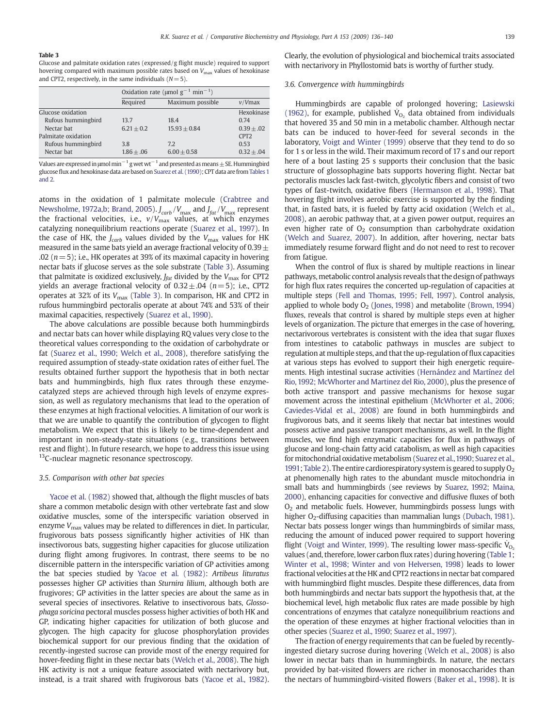**Table 3**

Glucose and palmitate oxidation rates (expressed/g flight muscle) required to support hovering compared with maximum possible rates based on $V_{max}$ values of hexokinase and CPT2, respectively, in the same individuals ($N = 5$).

| | Oxidation rate (μmol $g^{-1}$ $min^{-1}$) | | |
|---|---|---|---|
| | Required | Maximum possible | $v/V$max |
| Glucose oxidation | | | Hexokinase |
| Rufous hummingbird | 13.7 | 18.4 | 0.74 |
| Nectar bat | 6.21 ± 0.2 | 15.93 ± 0.84 | 0.39 ± .02 |
| Palmitate oxidation | | | CPT2 |
| Rufous hummingbird | 3.8 | 7.2 | 0.53 |
| Nectar bat | 1.86 ± .06 | 6.00 ± 0.58 | 0.32 ± .04 |

Values are expressed in μmol $min^{-1}$ g wet $wt^{-1}$ and presented as means ± SE. Hummingbird glucose flux and hexokinase data are based on Suarez et al. (1990); CPT data are from Tables 1 and 2.

atoms in the oxidation of 1 palmitate molecule (Crabtree and Newsholme, 1972a,b; Brand, 2005). $J_{carb}/V_{max}$ and $J_{fat}/V_{max}$ represent the fractional velocities, i.e., $v/V_{max}$ values, at which enzymes catalyzing nonequilibrium reactions operate (Suarez et al., 1997). In the case of HK, the $J_{carb}$ values divided by the $V_{max}$ values for HK measured in the same bats yield an average fractional velocity of 0.39 ± .02 ($n = 5$); i.e., HK operates at 39% of its maximal capacity in hovering nectar bats if glucose serves as the sole substrate (Table 3). Assuming that palmitate is oxidized exclusively, $J_{fat}$ divided by the $V_{max}$ for CPT2 yields an average fractional velocity of 0.32 ± .04 ($n = 5$); i.e., CPT2 operates at 32% of its $V_{max}$ (Table 3). In comparison, HK and CPT2 in rufous hummingbird pectoralis operate at about 74% and 53% of their maximal capacities, respectively (Suarez et al., 1990).

The above calculations are possible because both hummingbirds and nectar bats can hover while displaying RQ values very close to the theoretical values corresponding to the oxidation of carbohydrate or fat (Suarez et al., 1990; Welch et al., 2008), therefore satisfying the required assumption of steady-state oxidation rates of either fuel. The results obtained further support the hypothesis that in both nectar bats and hummingbirds, high flux rates through these enzyme-catalyzed steps are achieved through high levels of enzyme expression, as well as regulatory mechanisms that lead to the operation of these enzymes at high fractional velocities. A limitation of our work is that we are unable to quantify the contribution of glycogen to flight metabolism. We expect that this is likely to be time-dependent and important in non-steady-state situations (e.g., transitions between rest and flight). In future research, we hope to address this issue using $^{13}$C-nuclear magnetic resonance spectroscopy.

### 3.5. Comparison with other bat species

Yacoe et al. (1982) showed that, although the flight muscles of bats share a common metabolic design with other vertebrate fast and slow oxidative muscles, some of the interspecific variation observed in enzyme $V_{max}$ values may be related to differences in diet. In particular, frugivorous bats possess significantly higher activities of HK than insectivorous bats, suggesting higher capacities for glucose utilization during flight among frugivores. In contrast, there seems to be no discernible pattern in the interspecific variation of GP activities among the bat species studied by Yacoe et al. (1982): *Artibeus lituratus* possesses higher GP activities than *Sturnira lilium*, although both are frugivores; GP activities in the latter species are about the same as in several species of insectivores. Relative to insectivorous bats, *Glossophaga soricina* pectoral muscles possess higher activities of both HK and GP, indicating higher capacities for utilization of both glucose and glycogen. The high capacity for glucose phosphorylation provides biochemical support for our previous finding that the oxidation of recently-ingested sucrose can provide most of the energy required for hover-feeding flight in these nectar bats (Welch et al., 2008). The high HK activity is not a unique feature associated with nectarivory but, instead, is a trait shared with frugivorous bats (Yacoe et al., 1982). Clearly, the evolution of physiological and biochemical traits associated with nectarivory in Phyllostomid bats is worthy of further study.

### 3.6. Convergence with hummingbirds

Hummingbirds are capable of prolonged hovering; Lasiewski (1962), for example, published $\dot{V}_{O_2}$ data obtained from individuals that hovered 35 and 50 min in a metabolic chamber. Although nectar bats can be induced to hover-feed for several seconds in the laboratory, Voigt and Winter (1999) observe that they tend to do so for 1 s or less in the wild. Their maximum record of 17 s and our report here of a bout lasting 25 s supports their conclusion that the basic structure of glossophagine bats supports hovering flight. Nectar bat pectoralis muscles lack fast-twitch, glycolytic fibers and consist of two types of fast-twitch, oxidative fibers (Hermanson et al., 1998). That hovering flight involves aerobic exercise is supported by the finding that, in fasted bats, it is fueled by fatty acid oxidation (Welch et al., 2008), an aerobic pathway that, at a given power output, requires an even higher rate of $O_2$ consumption than carbohydrate oxidation (Welch and Suarez, 2007). In addition, after hovering, nectar bats immediately resume forward flight and do not need to rest to recover from fatigue.

When the control of flux is shared by multiple reactions in linear pathways, metabolic control analysis reveals that the design of pathways for high flux rates requires the concerted up-regulation of capacities at multiple steps (Fell and Thomas, 1995; Fell, 1997). Control analysis, applied to whole body $O_2$ (Jones, 1998) and metabolite (Brown, 1994) fluxes, reveals that control is shared by multiple steps even at higher levels of organization. The picture that emerges in the case of hovering, nectarivorous vertebrates is consistent with the idea that sugar fluxes from intestines to catabolic pathways in muscles are subject to regulation at multiple steps, and that the up-regulation of flux capacities at various steps has evolved to support their high energetic requirements. High intestinal sucrase activities (Hernández and Martínez del Rio, 1992; McWhorter and Martinez del Rio, 2000), plus the presence of both active transport and passive mechanisms for hexose sugar movement across the intestinal epithelium (McWhorter et al., 2006; Caviedes-Vidal et al., 2008) are found in both hummingbirds and frugivorous bats, and it seems likely that nectar bat intestines would possess active and passive transport mechanisms, as well. In the flight muscles, we find high enzymatic capacities for flux in pathways of glucose and long-chain fatty acid catabolism, as well as high capacities for mitochondrial oxidative metabolism (Suarez et al., 1990; Suarez et al., 1991; Table 2). The entire cardiorespiratory system is geared to supply $O_2$ at phenomenally high rates to the abundant muscle mitochondria in small bats and hummingbirds (see reviews by Suarez, 1992; Maina, 2000), enhancing capacities for convective and diffusive fluxes of both $O_2$ and metabolic fuels. However, hummingbirds possess lungs with higher $O_2$-diffusing capacities than mammalian lungs (Dubach, 1981). Nectar bats possess longer wings than hummingbirds of similar mass, reducing the amount of induced power required to support hovering flight (Voigt and Winter, 1999). The resulting lower mass-specific $\dot{V}_{O_2}$ values (and, therefore, lower carbon flux rates) during hovering (Table 1; Winter et al., 1998; Winter and von Helversen, 1998) leads to lower fractional velocities at the HK and CPT2 reactions in nectar bat compared with hummingbird flight muscles. Despite these differences, data from both hummingbirds and nectar bats support the hypothesis that, at the biochemical level, high metabolic flux rates are made possible by high concentrations of enzymes that catalyze nonequilibrium reactions and the operation of these enzymes at higher fractional velocities than in other species (Suarez et al., 1990; Suarez et al., 1997).

The fraction of energy requirements that can be fueled by recently-ingested dietary sucrose during hovering (Welch et al., 2008) is also lower in nectar bats than in hummingbirds. In nature, the nectars provided by bat-visited flowers are richer in monosaccharides than the nectars of hummingbird-visited flowers (Baker et al., 1998). It is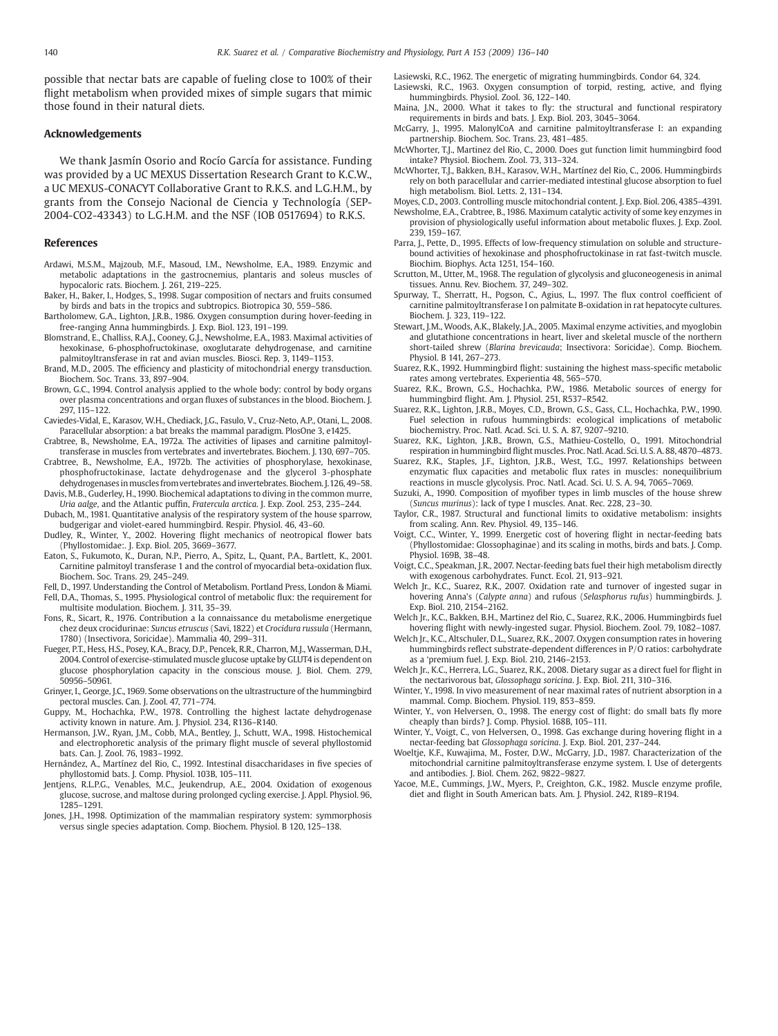possible that nectar bats are capable of fueling close to 100% of their flight metabolism when provided mixes of simple sugars that mimic those found in their natural diets.

## Acknowledgements

We thank Jasmín Osorio and Rocío García for assistance. Funding was provided by a UC MEXUS Dissertation Research Grant to K.C.W., a UC MEXUS-CONACYT Collaborative Grant to R.K.S. and L.G.H.M., by grants from the Consejo Nacional de Ciencia y Technología (SEP-2004-CO2-43343) to L.G.H.M. and the NSF (IOB 0517694) to R.K.S.

## References

Ardawi, M.S.M., Majzoub, M.F., Masoud, I.M., Newsholme, E.A., 1989. Enzymic and metabolic adaptations in the gastrocnemius, plantaris and soleus muscles of hypocaloric rats. Biochem. J. 261, 219–225.

Baker, H., Baker, I., Hodges, S., 1998. Sugar composition of nectars and fruits consumed by birds and bats in the tropics and subtropics. Biotropica 30, 559–586.

Bartholomew, G.A., Lighton, J.R.B., 1986. Oxygen consumption during hover-feeding in free-ranging Anna hummingbirds. J. Exp. Biol. 123, 191–199.

Blomstrand, E., Challiss, R.A.J., Cooney, G.J., Newsholme, E.A., 1983. Maximal activities of hexokinase, 6-phosphofructokinase, oxoglutarate dehydrogenase, and carnitine palmitoyltransferase in rat and avian muscles. Biosci. Rep. 3, 1149–1153.

Brand, M.D., 2005. The efficiency and plasticity of mitochondrial energy transduction. Biochem. Soc. Trans. 33, 897–904.

Brown, G.C., 1994. Control analysis applied to the whole body: control by body organs over plasma concentrations and organ fluxes of substances in the blood. Biochem. J. 297, 115–122.

Caviedes-Vidal, E., Karasov, W.H., Chediack, J.G., Fasulo, V., Cruz-Neto, A.P., Otani, L., 2008. Paracellular absorption: a bat breaks the mammal paradigm. PlosOne 3, e1425.

Crabtree, B., Newsholme, E.A., 1972a. The activities of lipases and carnitine palmitoyltransferase in muscles from vertebrates and invertebrates. Biochem. J. 130, 697–705.

Crabtree, B., Newsholme, E.A., 1972b. The activities of phosphorylase, hexokinase, phosphofructokinase, lactate dehydrogenase and the glycerol 3-phosphate dehydrogenases in muscles from vertebrates and invertebrates. Biochem. J. 126, 49–58.

Davis, M.B., Guderley, H., 1990. Biochemical adaptations to diving in the common murre, *Uria aalge*, and the Atlantic puffin, *Fratercula arctica*. J. Exp. Zool. 253, 235–244.

Dubach, M., 1981. Quantitative analysis of the respiratory system of the house sparrow, budgerigar and violet-eared hummingbird. Respir. Physiol. 46, 43–60.

Dudley, R., Winter, Y., 2002. Hovering flight mechanics of neotropical flower bats (Phyllostomidae:. J. Exp. Biol. 205, 3669–3677.

Eaton, S., Fukumoto, K., Duran, N.P., Pierro, A., Spitz, L., Quant, P.A., Bartlett, K., 2001. Carnitine palmitoyl transferase 1 and the control of myocardial beta-oxidation flux. Biochem. Soc. Trans. 29, 245–249.

Fell, D., 1997. Understanding the Control of Metabolism. Portland Press, London & Miami.

Fell, D.A., Thomas, S., 1995. Physiological control of metabolic flux: the requirement for multisite modulation. Biochem. J. 311, 35–39.

Fons, R., Sicart, R., 1976. Contribution a la connaissance du metabolisme energetique chez deux crocidurinae: *Suncus etruscus* (Savi, 1822) et *Crocidura russula* (Hermann, 1780) (Insectivora, Soricidae). Mammalia 40, 299–311.

Fueger, P.T., Hess, H.S., Posey, K.A., Bracy, D.P., Pencek, R.R., Charron, M.J., Wasserman, D.H., 2004. Control of exercise-stimulated muscle glucose uptake by GLUT4 is dependent on glucose phosphorylation capacity in the conscious mouse. J. Biol. Chem. 279, 50956–50961.

Grinyer, I., George, J.C., 1969. Some observations on the ultrastructure of the hummingbird pectoral muscles. Can. J. Zool. 47, 771–774.

Guppy, M., Hochachka, P.W., 1978. Controlling the highest lactate dehydrogenase activity known in nature. Am. J. Physiol. 234, R136–R140.

Hermanson, J.W., Ryan, J.M., Cobb, M.A., Bentley, J., Schutt, W.A., 1998. Histochemical and electrophoretic analysis of the primary flight muscle of several phyllostomid bats. Can. J. Zool. 76, 1983–1992.

Hernández, A., Martínez del Rio, C., 1992. Intestinal disaccharidases in five species of phyllostomid bats. J. Comp. Physiol. 103B, 105–111.

Jentjens, R.L.P.G., Venables, M.C., Jeukendrup, A.E., 2004. Oxidation of exogenous glucose, sucrose, and maltose during prolonged cycling exercise. J. Appl. Physiol. 96, 1285–1291.

Jones, J.H., 1998. Optimization of the mammalian respiratory system: symmorphosis versus single species adaptation. Comp. Biochem. Physiol. B 120, 125–138.

Lasiewski, R.C., 1962. The energetic of migrating hummingbirds. Condor 64, 324.

Lasiewski, R.C., 1963. Oxygen consumption of torpid, resting, active, and flying hummingbirds. Physiol. Zool. 36, 122–140.

Maina, J.N., 2000. What it takes to fly: the structural and functional respiratory requirements in birds and bats. J. Exp. Biol. 203, 3045–3064.

McGarry, J., 1995. MalonylCoA and carnitine palmitoyltransferase I: an expanding partnership. Biochem. Soc. Trans. 23, 481–485.

McWhorter, T.J., Martinez del Rio, C., 2000. Does gut function limit hummingbird food intake? Physiol. Biochem. Zool. 73, 313–324.

McWhorter, T.J., Bakken, B.H., Karasov, W.H., Martínez del Rio, C., 2006. Hummingbirds rely on both paracellular and carrier-mediated intestinal glucose absorption to fuel high metabolism. Biol. Letts. 2, 131–134.

Moyes, C.D., 2003. Controlling muscle mitochondrial content. J. Exp. Biol. 206, 4385–4391.

Newsholme, E.A., Crabtree, B., 1986. Maximum catalytic activity of some key enzymes in provision of physiologically useful information about metabolic fluxes. J. Exp. Zool. 239, 159–167.

Parra, J., Pette, D., 1995. Effects of low-frequency stimulation on soluble and structure-bound activities of hexokinase and phosphofructokinase in rat fast-twitch muscle. Biochim. Biophys. Acta 1251, 154–160.

Scrutton, M., Utter, M., 1968. The regulation of glycolysis and gluconeogenesis in animal tissues. Annu. Rev. Biochem. 37, 249–302.

Spurway, T., Sherratt, H., Pogson, C., Agius, L., 1997. The flux control coefficient of carnitine palmitoyltransferase I on palmitate B-oxidation in rat hepatocyte cultures. Biochem. J. 323, 119–122.

Stewart, J.M., Woods, A.K., Blakely, J.A., 2005. Maximal enzyme activities, and myoglobin and glutathione concentrations in heart, liver and skeletal muscle of the northern short-tailed shrew (*Blarina brevicauda*; Insectivora: Soricidae). Comp. Biochem. Physiol. B 141, 267–273.

Suarez, R.K., 1992. Hummingbird flight: sustaining the highest mass-specific metabolic rates among vertebrates. Experientia 48, 565–570.

Suarez, R.K., Brown, G.S., Hochachka, P.W., 1986. Metabolic sources of energy for hummingbird flight. Am. J. Physiol. 251, R537–R542.

Suarez, R.K., Lighton, J.R.B., Moyes, C.D., Brown, G.S., Gass, C.L., Hochachka, P.W., 1990. Fuel selection in rufous hummingbirds: ecological implications of metabolic biochemistry. Proc. Natl. Acad. Sci. U. S. A. 87, 9207–9210.

Suarez, R.K., Lighton, J.R.B., Brown, G.S., Mathieu-Costello, O., 1991. Mitochondrial respiration in hummingbird flight muscles. Proc. Natl. Acad. Sci. U. S. A. 88, 4870–4873.

Suarez, R.K., Staples, J.F., Lighton, J.R.B., West, T.G., 1997. Relationships between enzymatic flux capacities and metabolic flux rates in muscles: nonequilibrium reactions in muscle glycolysis. Proc. Natl. Acad. Sci. U. S. A. 94, 7065–7069.

Suzuki, A., 1990. Composition of myofiber types in limb muscles of the house shrew (*Suncus murinus*): lack of type I muscles. Anat. Rec. 228, 23–30.

Taylor, C.R., 1987. Structural and functional limits to oxidative metabolism: insights from scaling. Ann. Rev. Physiol. 49, 135–146.

Voigt, C.C., Winter, Y., 1999. Energetic cost of hovering flight in nectar-feeding bats (Phyllostomidae: Glossophaginae) and its scaling in moths, birds and bats. J. Comp. Physiol. 169B, 38–48.

Voigt, C.C., Speakman, J.R., 2007. Nectar-feeding bats fuel their high metabolism directly with exogenous carbohydrates. Funct. Ecol. 21, 913–921.

Welch Jr., K.C., Suarez, R.K., 2007. Oxidation rate and turnover of ingested sugar in hovering Anna's (*Calypte anna*) and rufous (*Selasphorus rufus*) hummingbirds. J. Exp. Biol. 210, 2154–2162.

Welch Jr., K.C., Bakken, B.H., Martinez del Rio, C., Suarez, R.K., 2006. Hummingbirds fuel hovering flight with newly-ingested sugar. Physiol. Biochem. Zool. 79, 1082–1087.

Welch Jr., K.C., Altschuler, D.L., Suarez, R.K., 2007. Oxygen consumption rates in hovering hummingbirds reflect substrate-dependent differences in P/O ratios: carbohydrate as a 'premium fuel. J. Exp. Biol. 210, 2146–2153.

Welch Jr., K.C., Herrera, L.G., Suarez, R.K., 2008. Dietary sugar as a direct fuel for flight in the nectarivorous bat, *Glossophaga soricina*. J. Exp. Biol. 211, 310–316.

Winter, Y., 1998. In vivo measurement of near maximal rates of nutrient absorption in a mammal. Comp. Biochem. Physiol. 119, 853–859.

Winter, Y., von Helversen, O., 1998. The energy cost of flight: do small bats fly more cheaply than birds? J. Comp. Physiol. 168B, 105–111.

Winter, Y., Voigt, C., von Helversen, O., 1998. Gas exchange during hovering flight in a nectar-feeding bat *Glossophaga soricina*. J. Exp. Biol. 201, 237–244.

Woeltje, K.F., Kuwajima, M., Foster, D.W., McGarry, J.D., 1987. Characterization of the mitochondrial carnitine palmitoyltransferase enzyme system. I. Use of detergents and antibodies. J. Biol. Chem. 262, 9822–9827.

Yacoe, M.E., Cummings, J.W., Myers, P., Creighton, G.K., 1982. Muscle enzyme profile, diet and flight in South American bats. Am. J. Physiol. 242, R189–R194.